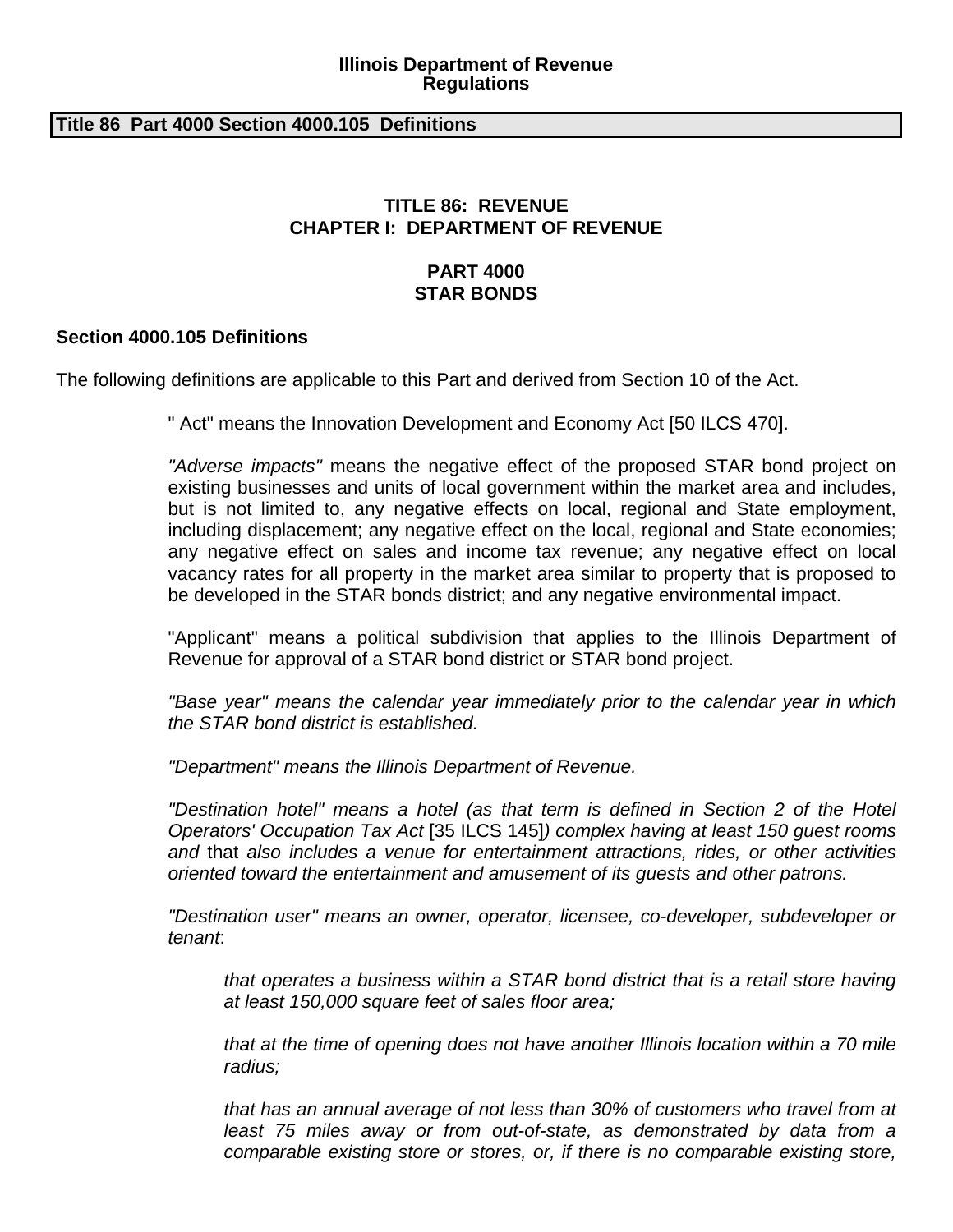**Illinois Department of Revenue**
**Regulations**

**Title 86 Part 4000 Section 4000.105 Definitions**

## TITLE 86: REVENUE
## CHAPTER I: DEPARTMENT OF REVENUE

## PART 4000
## STAR BONDS

### Section 4000.105 Definitions

The following definitions are applicable to this Part and derived from Section 10 of the Act.

" Act" means the Innovation Development and Economy Act [50 ILCS 470].

*"Adverse impacts"* means the negative effect of the proposed STAR bond project on existing businesses and units of local government within the market area and includes, but is not limited to, any negative effects on local, regional and State employment, including displacement; any negative effect on the local, regional and State economies; any negative effect on sales and income tax revenue; any negative effect on local vacancy rates for all property in the market area similar to property that is proposed to be developed in the STAR bonds district; and any negative environmental impact.

"Applicant" means a political subdivision that applies to the Illinois Department of Revenue for approval of a STAR bond district or STAR bond project.

*"Base year" means the calendar year immediately prior to the calendar year in which the STAR bond district is established.*

*"Department" means the Illinois Department of Revenue.*

*"Destination hotel" means a hotel (as that term is defined in Section 2 of the Hotel Operators' Occupation Tax Act* [35 ILCS 145]*) complex having at least 150 guest rooms and* that *also includes a venue for entertainment attractions, rides, or other activities oriented toward the entertainment and amusement of its guests and other patrons.*

*"Destination user" means an owner, operator, licensee, co-developer, subdeveloper or tenant*:

> *that operates a business within a STAR bond district that is a retail store having at least 150,000 square feet of sales floor area;*
>
> *that at the time of opening does not have another Illinois location within a 70 mile radius;*
>
> *that has an annual average of not less than 30% of customers who travel from at least 75 miles away or from out-of-state, as demonstrated by data from a comparable existing store or stores, or, if there is no comparable existing store,*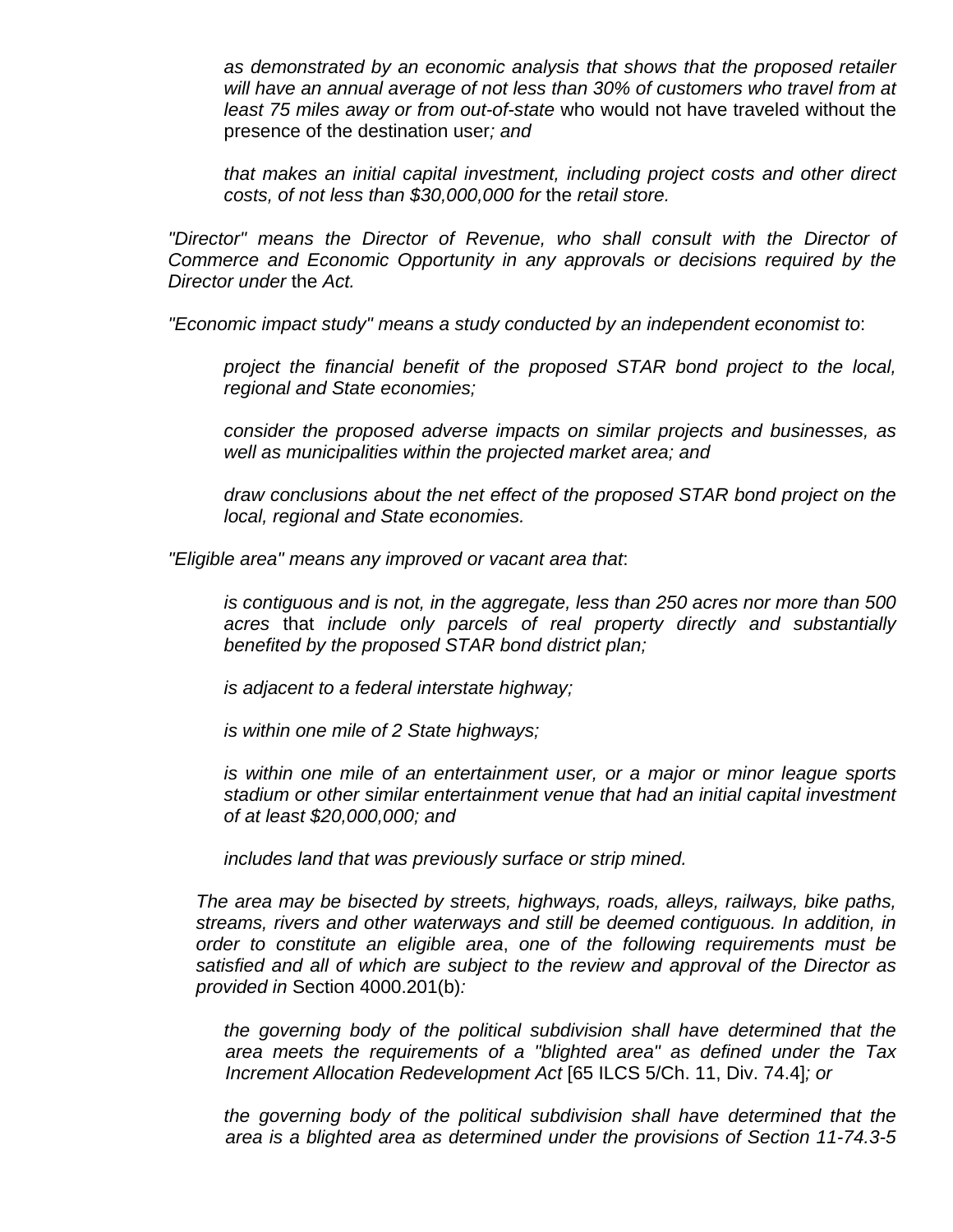*as demonstrated by an economic analysis that shows that the proposed retailer will have an annual average of not less than 30% of customers who travel from at least 75 miles away or from out-of-state* who would not have traveled without the presence of the destination user*; and*

*that makes an initial capital investment, including project costs and other direct costs, of not less than $30,000,000 for* the *retail store.*

*"Director" means the Director of Revenue, who shall consult with the Director of Commerce and Economic Opportunity in any approvals or decisions required by the Director under* the *Act.*

*"Economic impact study" means a study conducted by an independent economist to*:

*project the financial benefit of the proposed STAR bond project to the local, regional and State economies;*

*consider the proposed adverse impacts on similar projects and businesses, as well as municipalities within the projected market area; and*

*draw conclusions about the net effect of the proposed STAR bond project on the local, regional and State economies.*

*"Eligible area" means any improved or vacant area that*:

*is contiguous and is not, in the aggregate, less than 250 acres nor more than 500 acres* that *include only parcels of real property directly and substantially benefited by the proposed STAR bond district plan;*

*is adjacent to a federal interstate highway;*

*is within one mile of 2 State highways;*

*is within one mile of an entertainment user, or a major or minor league sports stadium or other similar entertainment venue that had an initial capital investment of at least $20,000,000; and*

*includes land that was previously surface or strip mined.*

*The area may be bisected by streets, highways, roads, alleys, railways, bike paths, streams, rivers and other waterways and still be deemed contiguous. In addition, in order to constitute an eligible area*, *one of the following requirements must be satisfied and all of which are subject to the review and approval of the Director as provided in* Section 4000.201(b)*:*

*the governing body of the political subdivision shall have determined that the area meets the requirements of a "blighted area" as defined under the Tax Increment Allocation Redevelopment Act* [65 ILCS 5/Ch. 11, Div. 74.4]*; or*

*the governing body of the political subdivision shall have determined that the area is a blighted area as determined under the provisions of Section 11-74.3-5*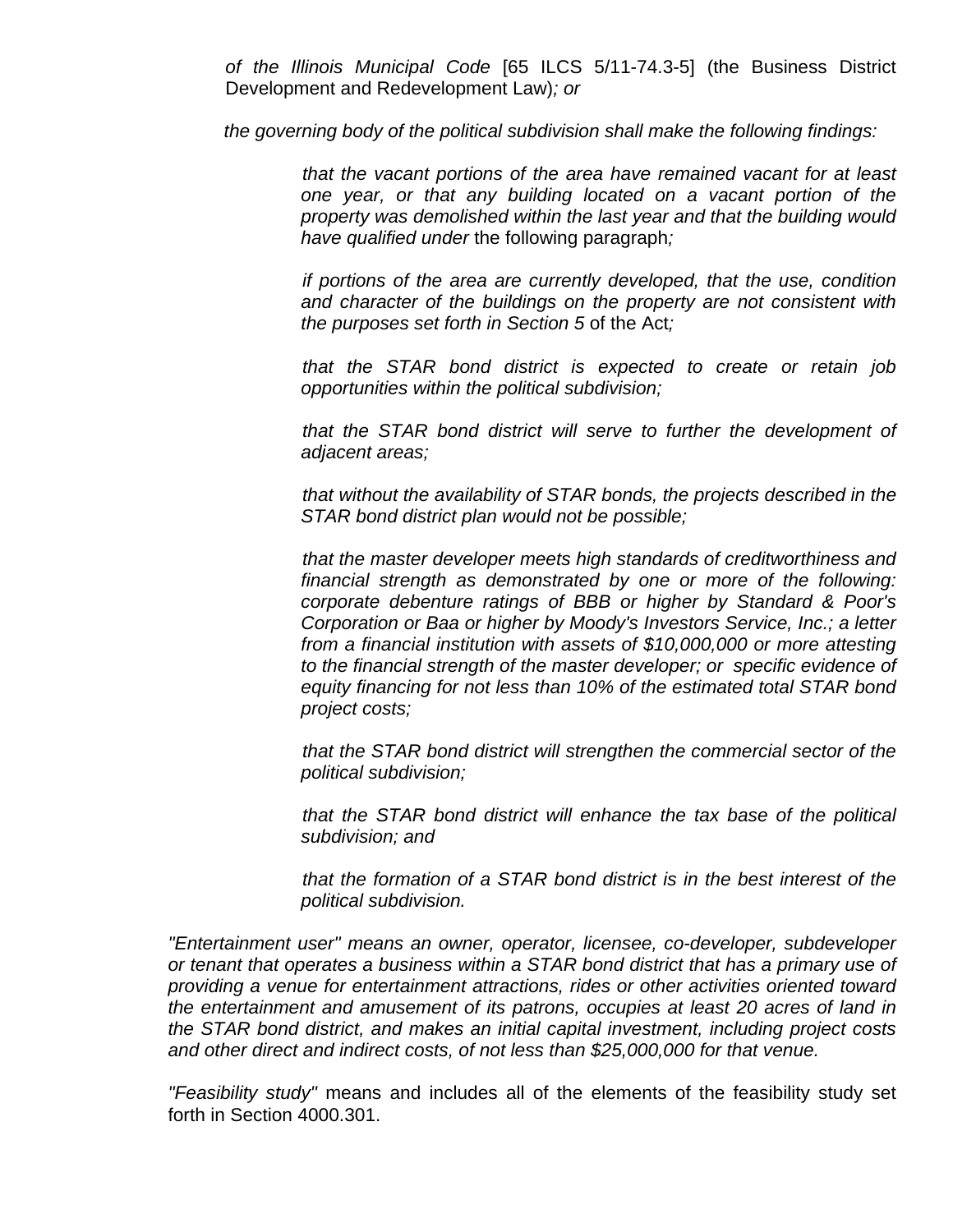*of the Illinois Municipal Code* [65 ILCS 5/11-74.3-5] (the Business District Development and Redevelopment Law)*; or*

*the governing body of the political subdivision shall make the following findings:*

*that the vacant portions of the area have remained vacant for at least one year, or that any building located on a vacant portion of the property was demolished within the last year and that the building would have qualified under* the following paragraph*;*

*if portions of the area are currently developed, that the use, condition and character of the buildings on the property are not consistent with the purposes set forth in Section 5* of the Act*;*

*that the STAR bond district is expected to create or retain job opportunities within the political subdivision;*

*that the STAR bond district will serve to further the development of adjacent areas;*

*that without the availability of STAR bonds, the projects described in the STAR bond district plan would not be possible;*

*that the master developer meets high standards of creditworthiness and financial strength as demonstrated by one or more of the following: corporate debenture ratings of BBB or higher by Standard & Poor's Corporation or Baa or higher by Moody's Investors Service, Inc.; a letter from a financial institution with assets of $10,000,000 or more attesting to the financial strength of the master developer; or specific evidence of equity financing for not less than 10% of the estimated total STAR bond project costs;*

*that the STAR bond district will strengthen the commercial sector of the political subdivision;*

*that the STAR bond district will enhance the tax base of the political subdivision; and*

*that the formation of a STAR bond district is in the best interest of the political subdivision.*

*"Entertainment user" means an owner, operator, licensee, co-developer, subdeveloper or tenant that operates a business within a STAR bond district that has a primary use of providing a venue for entertainment attractions, rides or other activities oriented toward the entertainment and amusement of its patrons, occupies at least 20 acres of land in the STAR bond district, and makes an initial capital investment, including project costs and other direct and indirect costs, of not less than $25,000,000 for that venue.*

*"Feasibility study"* means and includes all of the elements of the feasibility study set forth in Section 4000.301.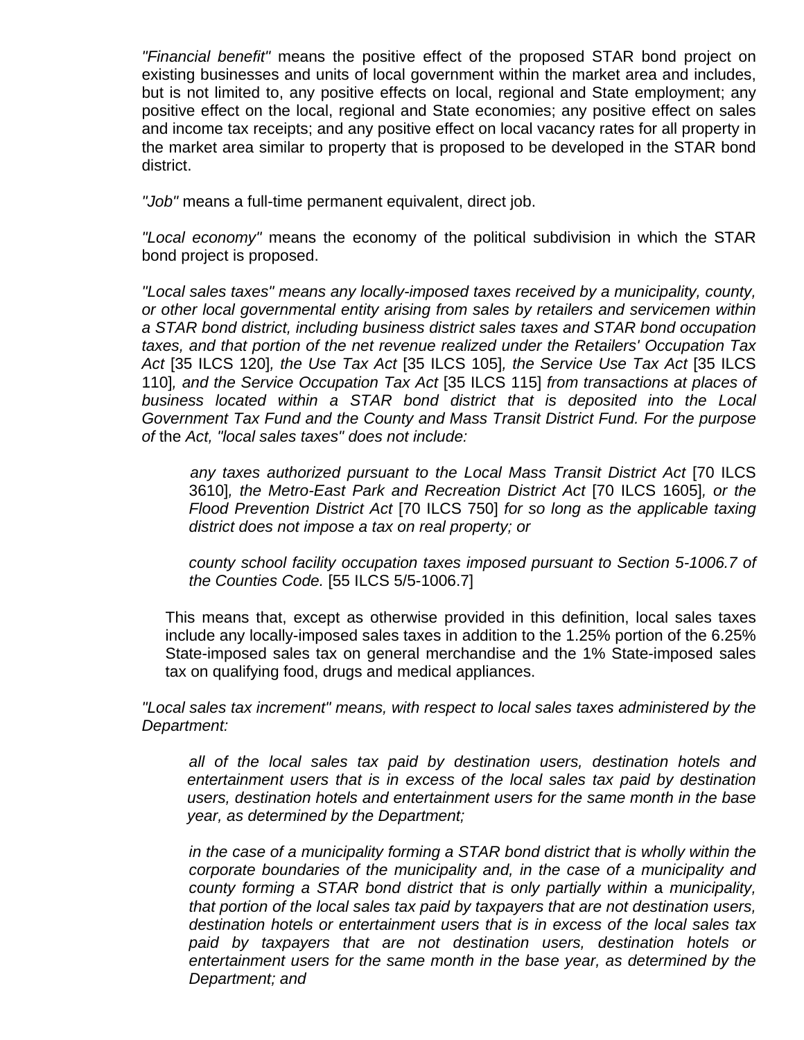*"Financial benefit"* means the positive effect of the proposed STAR bond project on existing businesses and units of local government within the market area and includes, but is not limited to, any positive effects on local, regional and State employment; any positive effect on the local, regional and State economies; any positive effect on sales and income tax receipts; and any positive effect on local vacancy rates for all property in the market area similar to property that is proposed to be developed in the STAR bond district.

*"Job"* means a full-time permanent equivalent, direct job.

*"Local economy"* means the economy of the political subdivision in which the STAR bond project is proposed.

*"Local sales taxes" means any locally-imposed taxes received by a municipality, county, or other local governmental entity arising from sales by retailers and servicemen within a STAR bond district, including business district sales taxes and STAR bond occupation taxes, and that portion of the net revenue realized under the Retailers' Occupation Tax Act* [35 ILCS 120]*, the Use Tax Act* [35 ILCS 105]*, the Service Use Tax Act* [35 ILCS 110]*, and the Service Occupation Tax Act* [35 ILCS 115] *from transactions at places of business located within a STAR bond district that is deposited into the Local Government Tax Fund and the County and Mass Transit District Fund. For the purpose of* the *Act, "local sales taxes" does not include:*

> *any taxes authorized pursuant to the Local Mass Transit District Act* [70 ILCS 3610]*, the Metro-East Park and Recreation District Act* [70 ILCS 1605]*, or the Flood Prevention District Act* [70 ILCS 750] *for so long as the applicable taxing district does not impose a tax on real property; or*
>
> *county school facility occupation taxes imposed pursuant to Section 5-1006.7 of the Counties Code.* [55 ILCS 5/5-1006.7]

This means that, except as otherwise provided in this definition, local sales taxes include any locally-imposed sales taxes in addition to the 1.25% portion of the 6.25% State-imposed sales tax on general merchandise and the 1% State-imposed sales tax on qualifying food, drugs and medical appliances.

*"Local sales tax increment" means, with respect to local sales taxes administered by the Department:*

> *all of the local sales tax paid by destination users, destination hotels and entertainment users that is in excess of the local sales tax paid by destination users, destination hotels and entertainment users for the same month in the base year, as determined by the Department;*
>
> *in the case of a municipality forming a STAR bond district that is wholly within the corporate boundaries of the municipality and, in the case of a municipality and county forming a STAR bond district that is only partially within* a *municipality, that portion of the local sales tax paid by taxpayers that are not destination users, destination hotels or entertainment users that is in excess of the local sales tax paid by taxpayers that are not destination users, destination hotels or entertainment users for the same month in the base year, as determined by the Department; and*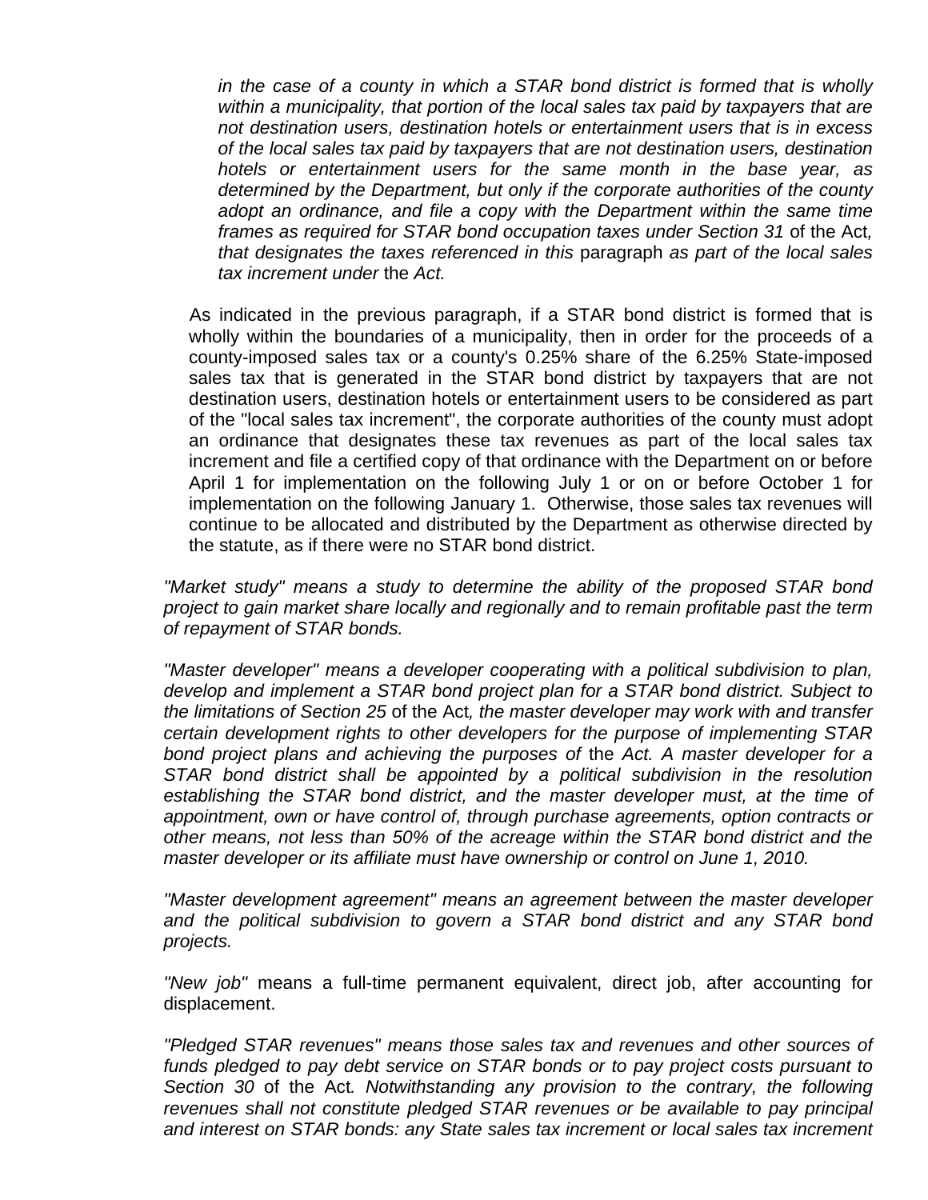*in the case of a county in which a STAR bond district is formed that is wholly within a municipality, that portion of the local sales tax paid by taxpayers that are not destination users, destination hotels or entertainment users that is in excess of the local sales tax paid by taxpayers that are not destination users, destination hotels or entertainment users for the same month in the base year, as determined by the Department, but only if the corporate authorities of the county adopt an ordinance, and file a copy with the Department within the same time frames as required for STAR bond occupation taxes under Section 31* of the Act*, that designates the taxes referenced in this* paragraph *as part of the local sales tax increment under* the *Act.*

As indicated in the previous paragraph, if a STAR bond district is formed that is wholly within the boundaries of a municipality, then in order for the proceeds of a county-imposed sales tax or a county's 0.25% share of the 6.25% State-imposed sales tax that is generated in the STAR bond district by taxpayers that are not destination users, destination hotels or entertainment users to be considered as part of the "local sales tax increment", the corporate authorities of the county must adopt an ordinance that designates these tax revenues as part of the local sales tax increment and file a certified copy of that ordinance with the Department on or before April 1 for implementation on the following July 1 or on or before October 1 for implementation on the following January 1. Otherwise, those sales tax revenues will continue to be allocated and distributed by the Department as otherwise directed by the statute, as if there were no STAR bond district.

*"Market study" means a study to determine the ability of the proposed STAR bond project to gain market share locally and regionally and to remain profitable past the term of repayment of STAR bonds.*

*"Master developer" means a developer cooperating with a political subdivision to plan, develop and implement a STAR bond project plan for a STAR bond district. Subject to the limitations of Section 25* of the Act*, the master developer may work with and transfer certain development rights to other developers for the purpose of implementing STAR bond project plans and achieving the purposes of* the *Act. A master developer for a STAR bond district shall be appointed by a political subdivision in the resolution establishing the STAR bond district, and the master developer must, at the time of appointment, own or have control of, through purchase agreements, option contracts or other means, not less than 50% of the acreage within the STAR bond district and the master developer or its affiliate must have ownership or control on June 1, 2010.*

*"Master development agreement" means an agreement between the master developer and the political subdivision to govern a STAR bond district and any STAR bond projects.*

*"New job"* means a full-time permanent equivalent, direct job, after accounting for displacement.

*"Pledged STAR revenues" means those sales tax and revenues and other sources of funds pledged to pay debt service on STAR bonds or to pay project costs pursuant to Section 30* of the Act*. Notwithstanding any provision to the contrary, the following revenues shall not constitute pledged STAR revenues or be available to pay principal and interest on STAR bonds: any State sales tax increment or local sales tax increment*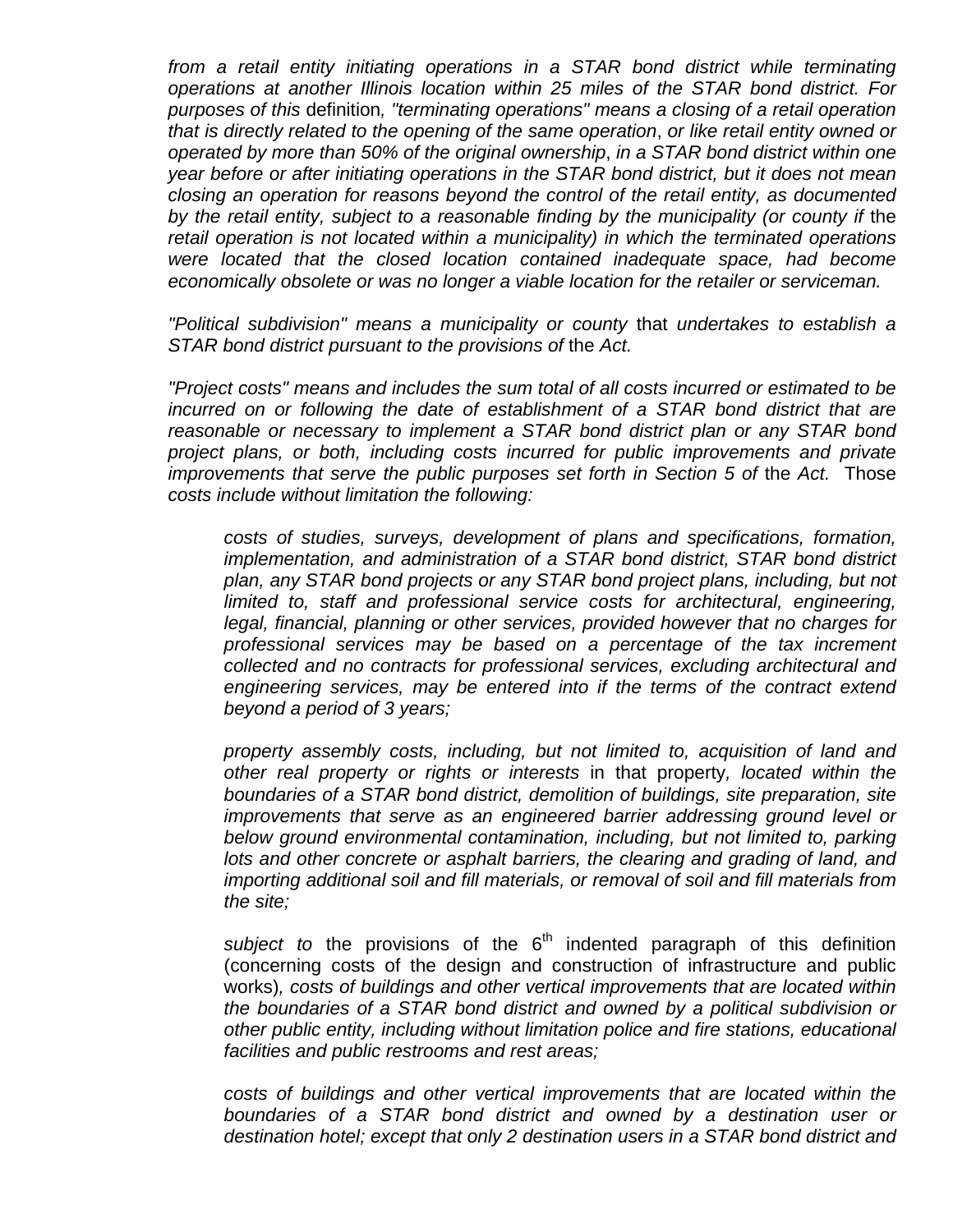*from a retail entity initiating operations in a STAR bond district while terminating operations at another Illinois location within 25 miles of the STAR bond district. For purposes of this* definition*, "terminating operations" means a closing of a retail operation that is directly related to the opening of the same operation*, *or like retail entity owned or operated by more than 50% of the original ownership*, *in a STAR bond district within one year before or after initiating operations in the STAR bond district, but it does not mean closing an operation for reasons beyond the control of the retail entity, as documented by the retail entity, subject to a reasonable finding by the municipality (or county if* the *retail operation is not located within a municipality) in which the terminated operations were located that the closed location contained inadequate space, had become economically obsolete or was no longer a viable location for the retailer or serviceman.*

*"Political subdivision" means a municipality or county* that *undertakes to establish a STAR bond district pursuant to the provisions of* the *Act.*

*"Project costs" means and includes the sum total of all costs incurred or estimated to be incurred on or following the date of establishment of a STAR bond district that are reasonable or necessary to implement a STAR bond district plan or any STAR bond project plans, or both, including costs incurred for public improvements and private improvements that serve the public purposes set forth in Section 5 of* the *Act.* Those *costs include without limitation the following:*

> *costs of studies, surveys, development of plans and specifications, formation, implementation, and administration of a STAR bond district, STAR bond district plan, any STAR bond projects or any STAR bond project plans, including, but not limited to, staff and professional service costs for architectural, engineering, legal, financial, planning or other services, provided however that no charges for professional services may be based on a percentage of the tax increment collected and no contracts for professional services, excluding architectural and engineering services, may be entered into if the terms of the contract extend beyond a period of 3 years;*
>
> *property assembly costs, including, but not limited to, acquisition of land and other real property or rights or interests* in that property*, located within the boundaries of a STAR bond district, demolition of buildings, site preparation, site improvements that serve as an engineered barrier addressing ground level or below ground environmental contamination, including, but not limited to, parking lots and other concrete or asphalt barriers, the clearing and grading of land, and importing additional soil and fill materials, or removal of soil and fill materials from the site;*
>
> *subject to* the provisions of the 6th indented paragraph of this definition (concerning costs of the design and construction of infrastructure and public works)*, costs of buildings and other vertical improvements that are located within the boundaries of a STAR bond district and owned by a political subdivision or other public entity, including without limitation police and fire stations, educational facilities and public restrooms and rest areas;*
>
> *costs of buildings and other vertical improvements that are located within the boundaries of a STAR bond district and owned by a destination user or destination hotel; except that only 2 destination users in a STAR bond district and*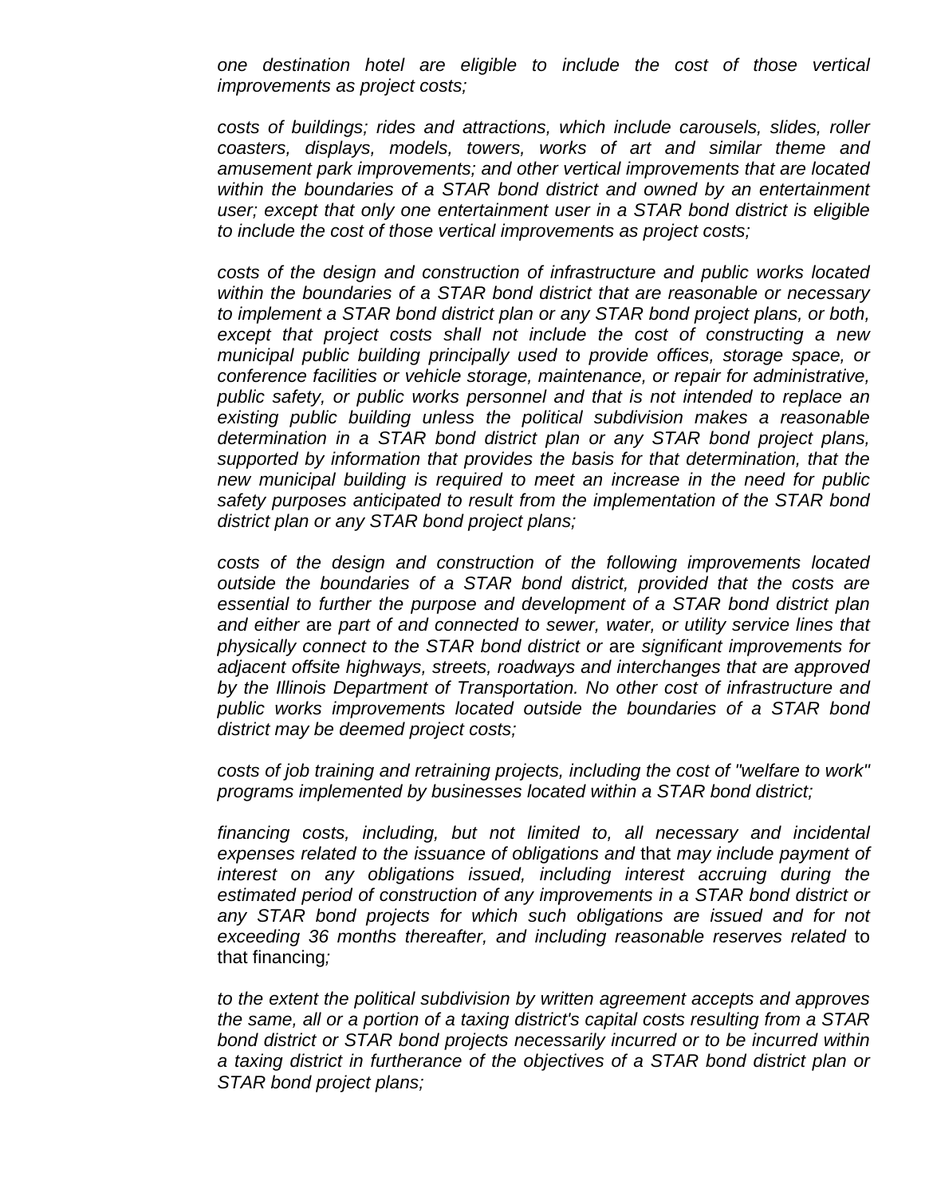*one destination hotel are eligible to include the cost of those vertical improvements as project costs;*

*costs of buildings; rides and attractions, which include carousels, slides, roller coasters, displays, models, towers, works of art and similar theme and amusement park improvements; and other vertical improvements that are located within the boundaries of a STAR bond district and owned by an entertainment user; except that only one entertainment user in a STAR bond district is eligible to include the cost of those vertical improvements as project costs;*

*costs of the design and construction of infrastructure and public works located within the boundaries of a STAR bond district that are reasonable or necessary to implement a STAR bond district plan or any STAR bond project plans, or both, except that project costs shall not include the cost of constructing a new municipal public building principally used to provide offices, storage space, or conference facilities or vehicle storage, maintenance, or repair for administrative, public safety, or public works personnel and that is not intended to replace an existing public building unless the political subdivision makes a reasonable determination in a STAR bond district plan or any STAR bond project plans, supported by information that provides the basis for that determination, that the new municipal building is required to meet an increase in the need for public safety purposes anticipated to result from the implementation of the STAR bond district plan or any STAR bond project plans;*

*costs of the design and construction of the following improvements located outside the boundaries of a STAR bond district, provided that the costs are essential to further the purpose and development of a STAR bond district plan and either* are *part of and connected to sewer, water, or utility service lines that physically connect to the STAR bond district or* are *significant improvements for adjacent offsite highways, streets, roadways and interchanges that are approved by the Illinois Department of Transportation. No other cost of infrastructure and public works improvements located outside the boundaries of a STAR bond district may be deemed project costs;*

*costs of job training and retraining projects, including the cost of "welfare to work" programs implemented by businesses located within a STAR bond district;*

*financing costs, including, but not limited to, all necessary and incidental expenses related to the issuance of obligations and* that *may include payment of interest on any obligations issued, including interest accruing during the estimated period of construction of any improvements in a STAR bond district or any STAR bond projects for which such obligations are issued and for not exceeding 36 months thereafter, and including reasonable reserves related* to that financing*;*

*to the extent the political subdivision by written agreement accepts and approves the same, all or a portion of a taxing district's capital costs resulting from a STAR bond district or STAR bond projects necessarily incurred or to be incurred within a taxing district in furtherance of the objectives of a STAR bond district plan or STAR bond project plans;*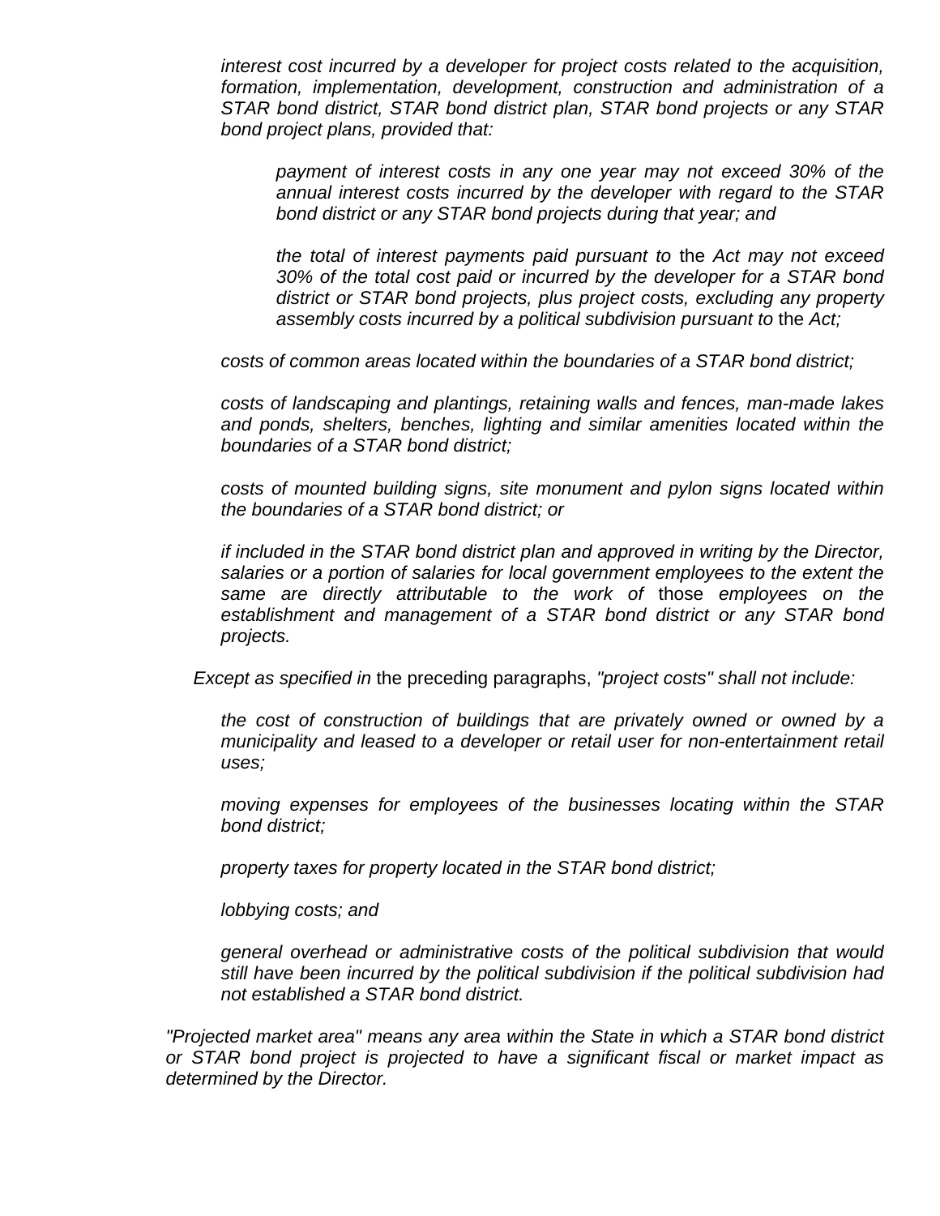*interest cost incurred by a developer for project costs related to the acquisition, formation, implementation, development, construction and administration of a STAR bond district, STAR bond district plan, STAR bond projects or any STAR bond project plans, provided that:*

*payment of interest costs in any one year may not exceed 30% of the annual interest costs incurred by the developer with regard to the STAR bond district or any STAR bond projects during that year; and*

*the total of interest payments paid pursuant to* the *Act may not exceed 30% of the total cost paid or incurred by the developer for a STAR bond district or STAR bond projects, plus project costs, excluding any property assembly costs incurred by a political subdivision pursuant to* the *Act;*

*costs of common areas located within the boundaries of a STAR bond district;*

*costs of landscaping and plantings, retaining walls and fences, man-made lakes and ponds, shelters, benches, lighting and similar amenities located within the boundaries of a STAR bond district;*

*costs of mounted building signs, site monument and pylon signs located within the boundaries of a STAR bond district; or*

*if included in the STAR bond district plan and approved in writing by the Director, salaries or a portion of salaries for local government employees to the extent the same are directly attributable to the work of* those *employees on the establishment and management of a STAR bond district or any STAR bond projects.*

*Except as specified in* the preceding paragraphs, *"project costs" shall not include:*

*the cost of construction of buildings that are privately owned or owned by a municipality and leased to a developer or retail user for non-entertainment retail uses;*

*moving expenses for employees of the businesses locating within the STAR bond district;*

*property taxes for property located in the STAR bond district;*

*lobbying costs; and*

*general overhead or administrative costs of the political subdivision that would still have been incurred by the political subdivision if the political subdivision had not established a STAR bond district.*

*"Projected market area" means any area within the State in which a STAR bond district or STAR bond project is projected to have a significant fiscal or market impact as determined by the Director.*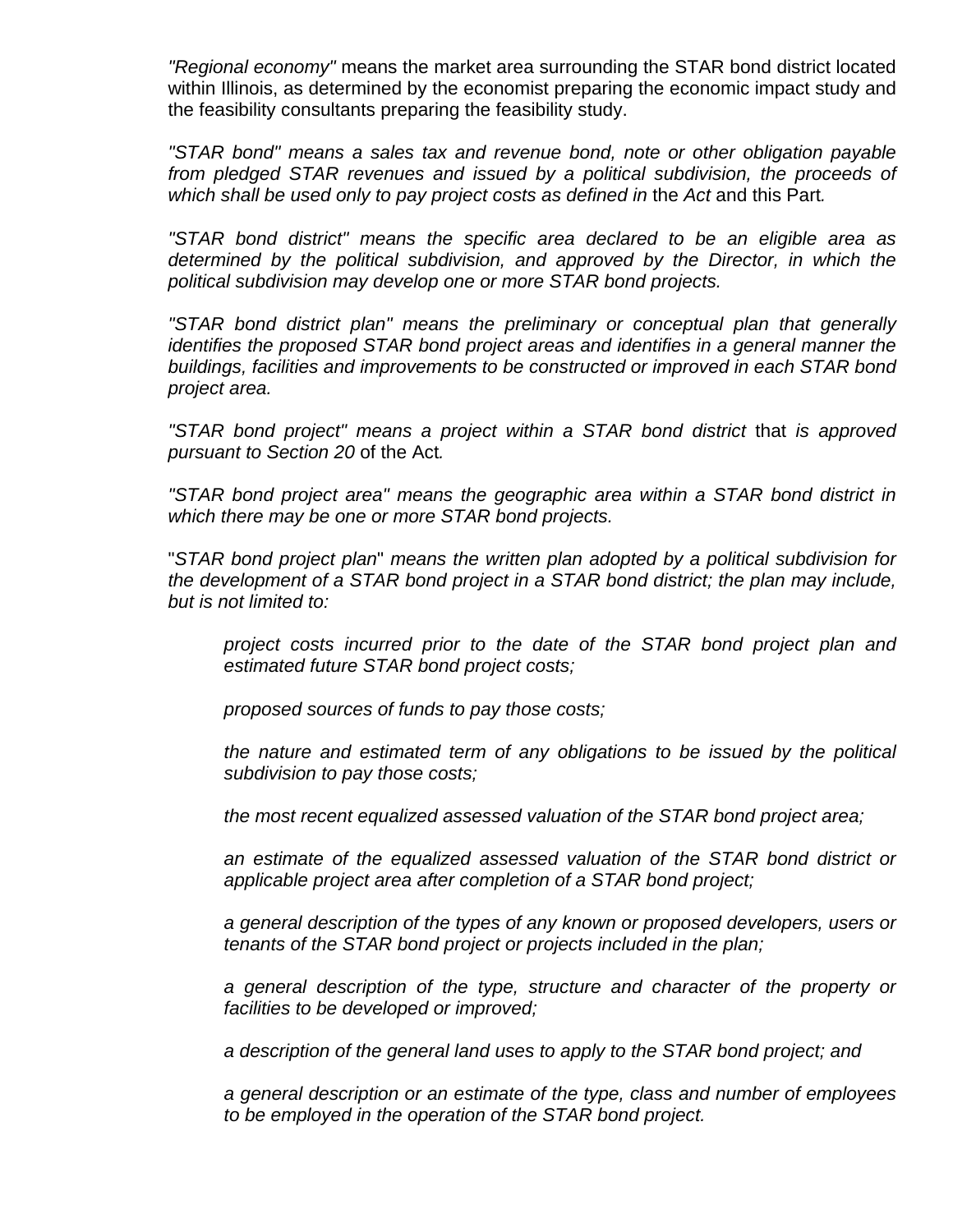*"Regional economy"* means the market area surrounding the STAR bond district located within Illinois, as determined by the economist preparing the economic impact study and the feasibility consultants preparing the feasibility study.

*"STAR bond" means a sales tax and revenue bond, note or other obligation payable from pledged STAR revenues and issued by a political subdivision, the proceeds of which shall be used only to pay project costs as defined in* the *Act* and this Part*.*

*"STAR bond district" means the specific area declared to be an eligible area as determined by the political subdivision, and approved by the Director, in which the political subdivision may develop one or more STAR bond projects.*

*"STAR bond district plan" means the preliminary or conceptual plan that generally identifies the proposed STAR bond project areas and identifies in a general manner the buildings, facilities and improvements to be constructed or improved in each STAR bond project area.*

*"STAR bond project" means a project within a STAR bond district* that *is approved pursuant to Section 20* of the Act*.*

*"STAR bond project area" means the geographic area within a STAR bond district in which there may be one or more STAR bond projects.*

"*STAR bond project plan*" *means the written plan adopted by a political subdivision for the development of a STAR bond project in a STAR bond district; the plan may include, but is not limited to:*

> *project costs incurred prior to the date of the STAR bond project plan and estimated future STAR bond project costs;*
>
> *proposed sources of funds to pay those costs;*
>
> *the nature and estimated term of any obligations to be issued by the political subdivision to pay those costs;*
>
> *the most recent equalized assessed valuation of the STAR bond project area;*
>
> *an estimate of the equalized assessed valuation of the STAR bond district or applicable project area after completion of a STAR bond project;*
>
> *a general description of the types of any known or proposed developers, users or tenants of the STAR bond project or projects included in the plan;*
>
> *a general description of the type, structure and character of the property or facilities to be developed or improved;*
>
> *a description of the general land uses to apply to the STAR bond project; and*
>
> *a general description or an estimate of the type, class and number of employees to be employed in the operation of the STAR bond project.*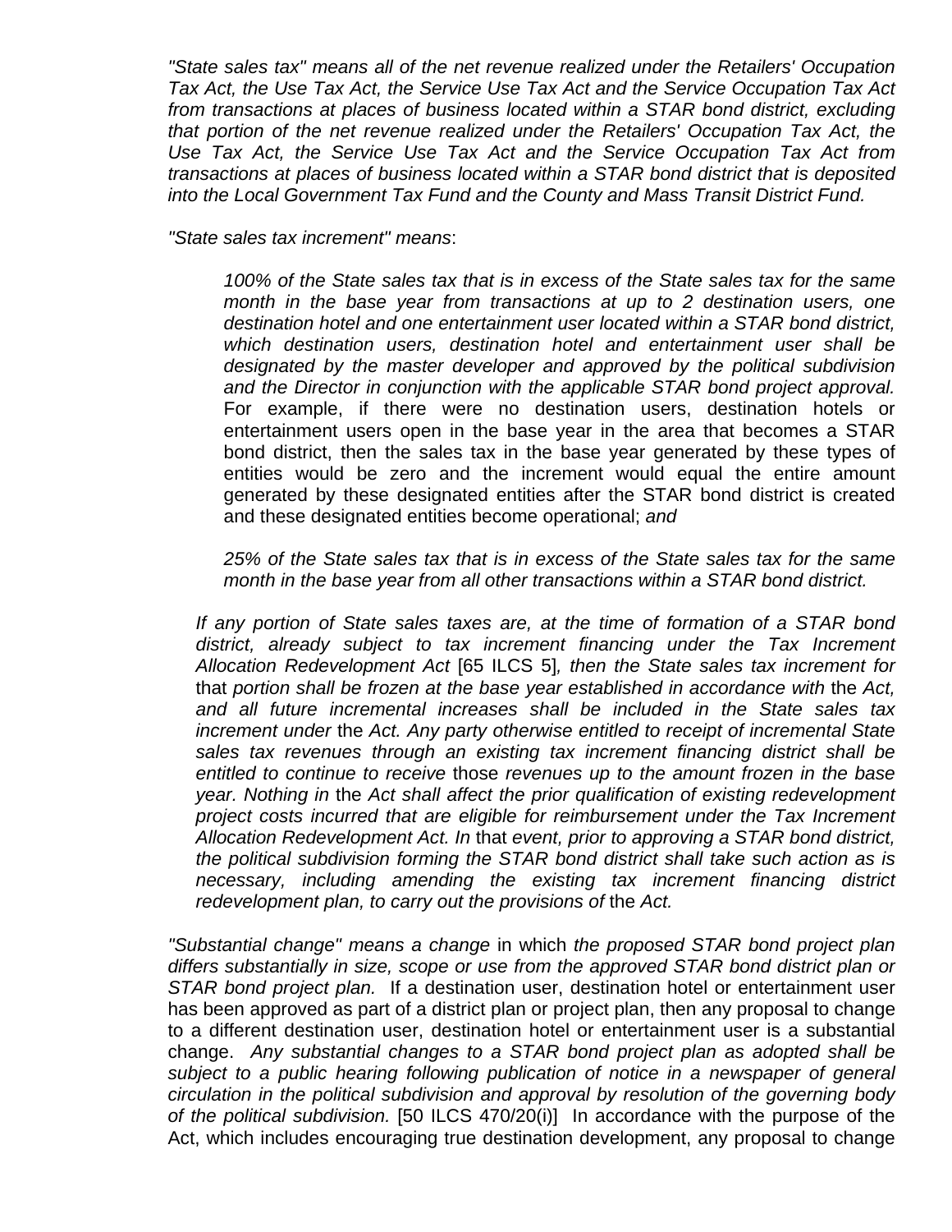*"State sales tax" means all of the net revenue realized under the Retailers' Occupation Tax Act, the Use Tax Act, the Service Use Tax Act and the Service Occupation Tax Act from transactions at places of business located within a STAR bond district, excluding that portion of the net revenue realized under the Retailers' Occupation Tax Act, the Use Tax Act, the Service Use Tax Act and the Service Occupation Tax Act from transactions at places of business located within a STAR bond district that is deposited into the Local Government Tax Fund and the County and Mass Transit District Fund.*

*"State sales tax increment" means*:

> *100% of the State sales tax that is in excess of the State sales tax for the same month in the base year from transactions at up to 2 destination users, one destination hotel and one entertainment user located within a STAR bond district, which destination users, destination hotel and entertainment user shall be designated by the master developer and approved by the political subdivision and the Director in conjunction with the applicable STAR bond project approval.* For example, if there were no destination users, destination hotels or entertainment users open in the base year in the area that becomes a STAR bond district, then the sales tax in the base year generated by these types of entities would be zero and the increment would equal the entire amount generated by these designated entities after the STAR bond district is created and these designated entities become operational; *and*
>
> *25% of the State sales tax that is in excess of the State sales tax for the same month in the base year from all other transactions within a STAR bond district.*

*If any portion of State sales taxes are, at the time of formation of a STAR bond district, already subject to tax increment financing under the Tax Increment Allocation Redevelopment Act* [65 ILCS 5]*, then the State sales tax increment for* that *portion shall be frozen at the base year established in accordance with* the *Act, and all future incremental increases shall be included in the State sales tax increment under* the *Act. Any party otherwise entitled to receipt of incremental State sales tax revenues through an existing tax increment financing district shall be entitled to continue to receive* those *revenues up to the amount frozen in the base year. Nothing in* the *Act shall affect the prior qualification of existing redevelopment project costs incurred that are eligible for reimbursement under the Tax Increment Allocation Redevelopment Act. In* that *event, prior to approving a STAR bond district, the political subdivision forming the STAR bond district shall take such action as is necessary, including amending the existing tax increment financing district redevelopment plan, to carry out the provisions of* the *Act.*

*"Substantial change" means a change* in which *the proposed STAR bond project plan differs substantially in size, scope or use from the approved STAR bond district plan or STAR bond project plan.* If a destination user, destination hotel or entertainment user has been approved as part of a district plan or project plan, then any proposal to change to a different destination user, destination hotel or entertainment user is a substantial change. *Any substantial changes to a STAR bond project plan as adopted shall be subject to a public hearing following publication of notice in a newspaper of general circulation in the political subdivision and approval by resolution of the governing body of the political subdivision.* [50 ILCS 470/20(i)] In accordance with the purpose of the Act, which includes encouraging true destination development, any proposal to change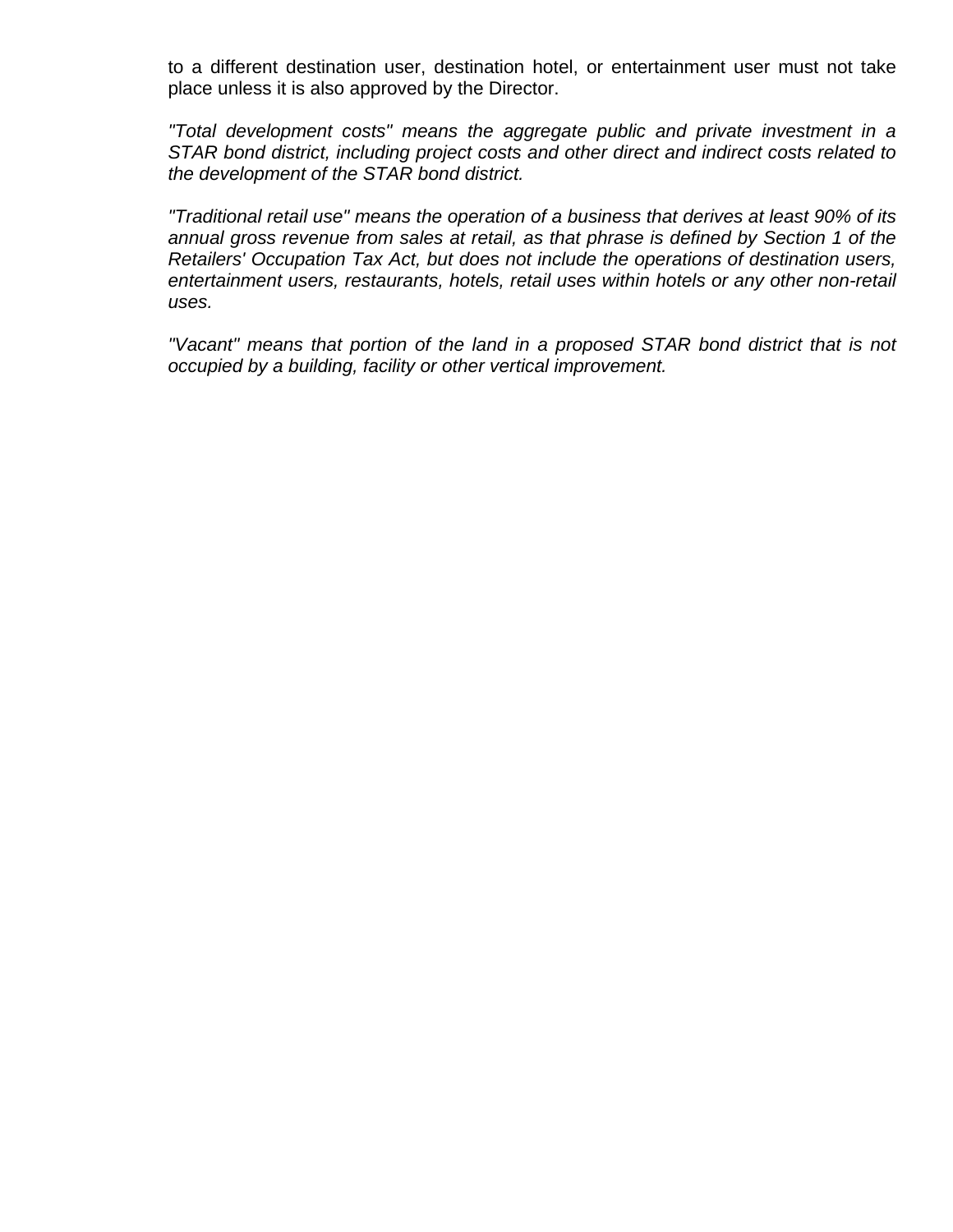to a different destination user, destination hotel, or entertainment user must not take place unless it is also approved by the Director.

*"Total development costs" means the aggregate public and private investment in a STAR bond district, including project costs and other direct and indirect costs related to the development of the STAR bond district.*

*"Traditional retail use" means the operation of a business that derives at least 90% of its annual gross revenue from sales at retail, as that phrase is defined by Section 1 of the Retailers' Occupation Tax Act, but does not include the operations of destination users, entertainment users, restaurants, hotels, retail uses within hotels or any other non-retail uses.*

*"Vacant" means that portion of the land in a proposed STAR bond district that is not occupied by a building, facility or other vertical improvement.*